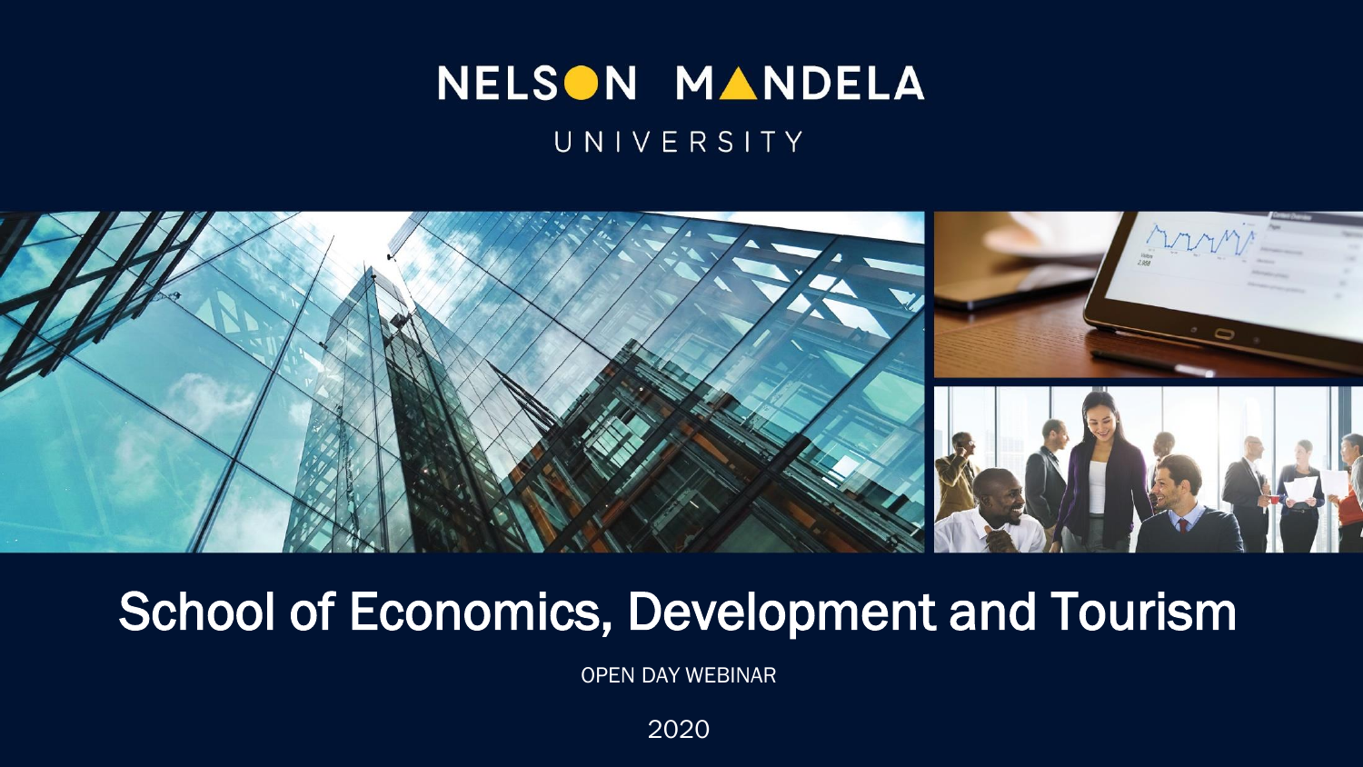NELSON MANDELA

UNIVERSITY

# School of Economics, Development and Tourism

OPEN DAY WEBINAR

2020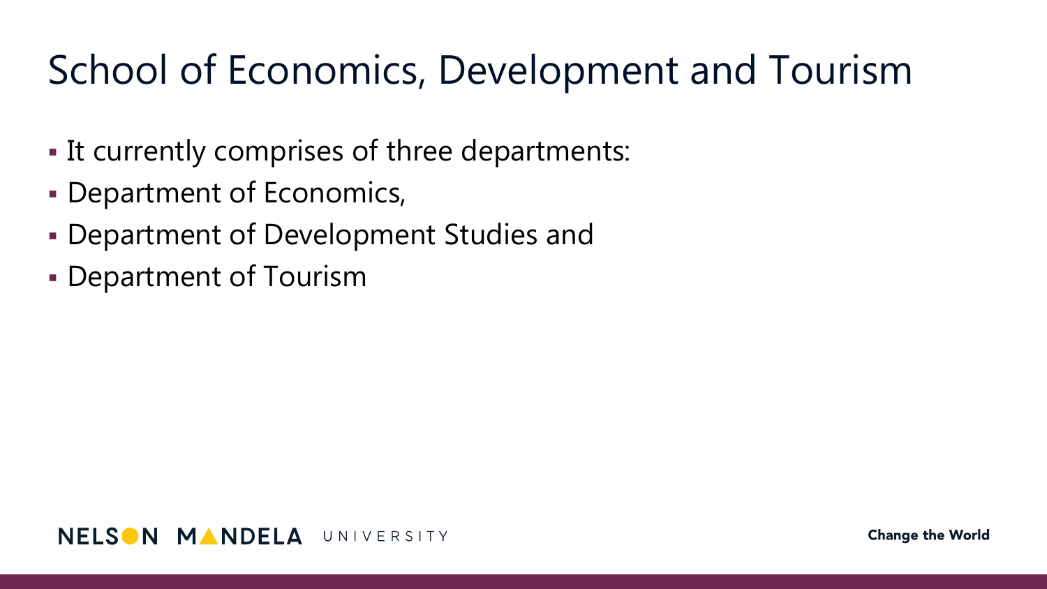# School of Economics, Development and Tourism

- It currently comprises of three departments:
- Department of Economics,
- Department of Development Studies and
- Department of Tourism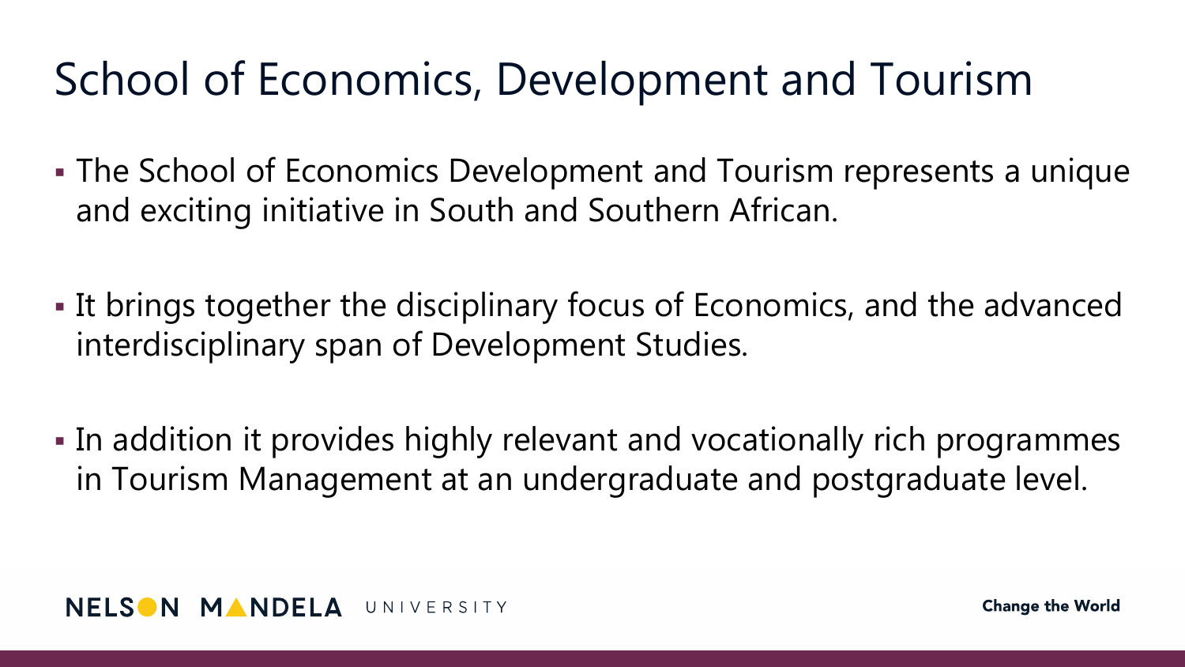# School of Economics, Development and Tourism

- The School of Economics Development and Tourism represents a unique and exciting initiative in South and Southern African.

- It brings together the disciplinary focus of Economics, and the advanced interdisciplinary span of Development Studies.

- In addition it provides highly relevant and vocationally rich programmes in Tourism Management at an undergraduate and postgraduate level.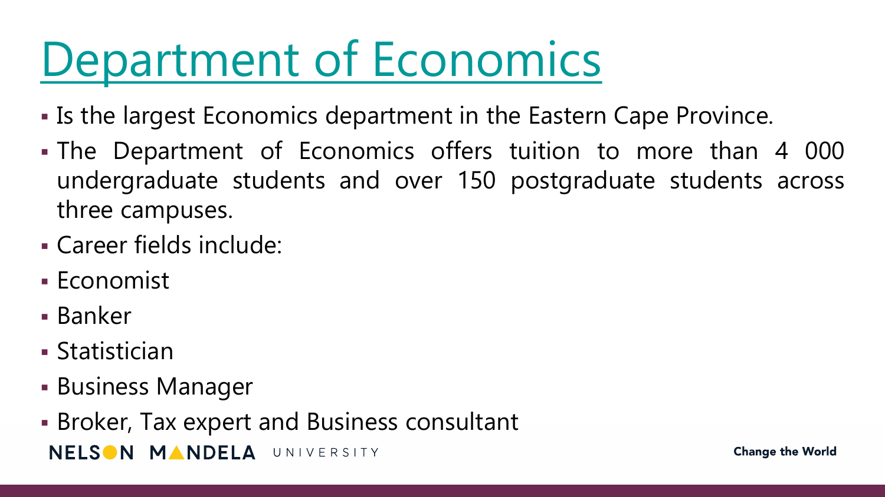# Department of Economics

- Is the largest Economics department in the Eastern Cape Province.
- The Department of Economics offers tuition to more than 4 000 undergraduate students and over 150 postgraduate students across three campuses.
- Career fields include:
- Economist
- Banker
- Statistician
- Business Manager
- Broker, Tax expert and Business consultant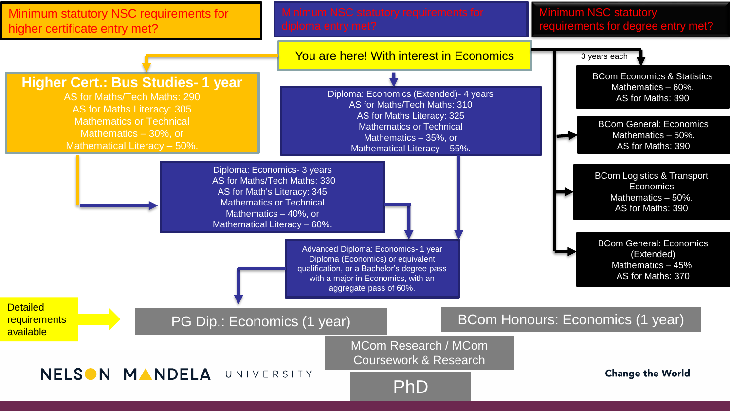Minimum statutory NSC requirements for higher certificate entry met?

Minimum NSC statutory requirements for diploma entry met?

Minimum NSC statutory requirements for degree entry met?

You are here! With interest in Economics

## Higher Cert.: Bus Studies- 1 year

AS for Maths/Tech Maths: 290
AS for Maths Literacy: 305
Mathematics or Technical Mathematics – 30%, or Mathematical Literacy – 50%.

**Diploma: Economics (Extended)- 4 years**
AS for Maths/Tech Maths: 310
AS for Maths Literacy: 325
Mathematics or Technical Mathematics – 35%, or Mathematical Literacy – 55%.

**Diploma: Economics- 3 years**
AS for Maths/Tech Maths: 330
AS for Math's Literacy: 345
Mathematics or Technical Mathematics – 40%, or Mathematical Literacy – 60%.

**Advanced Diploma: Economics- 1 year**
Diploma (Economics) or equivalent qualification, or a Bachelor's degree pass with a major in Economics, with an aggregate pass of 60%.

3 years each

**BCom Economics & Statistics**
Mathematics – 60%.
AS for Maths: 390

**BCom General: Economics**
Mathematics – 50%.
AS for Maths: 390

**BCom Logistics & Transport Economics**
Mathematics – 50%.
AS for Maths: 390

**BCom General: Economics (Extended)**
Mathematics – 45%.
AS for Maths: 370

Detailed requirements available

PG Dip.: Economics (1 year)

BCom Honours: Economics (1 year)

MCom Research / MCom Coursework & Research

PhD

NELSON MANDELA UNIVERSITY

Change the World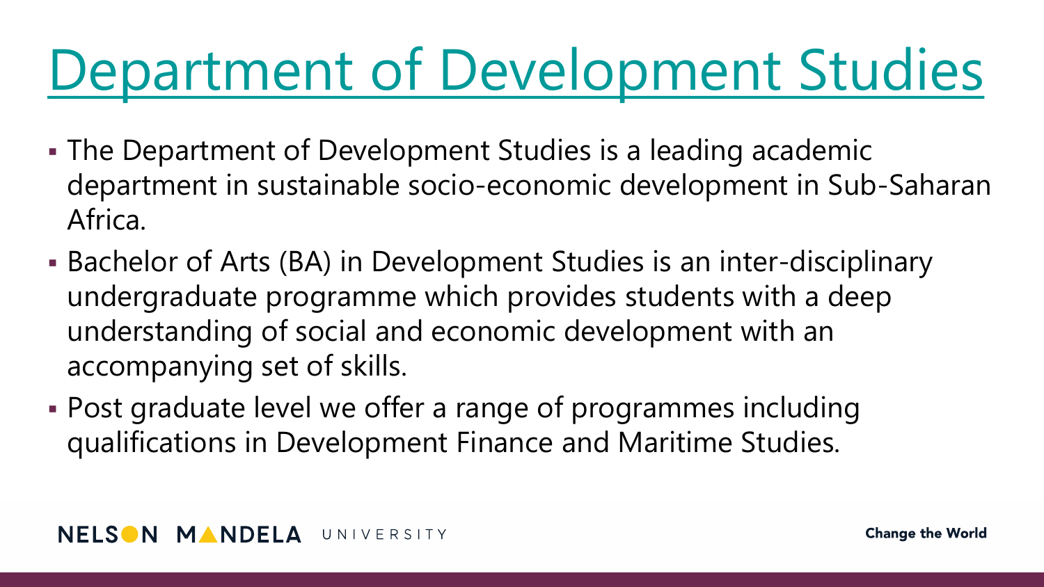# Department of Development Studies

- The Department of Development Studies is a leading academic department in sustainable socio-economic development in Sub-Saharan Africa.
- Bachelor of Arts (BA) in Development Studies is an inter-disciplinary undergraduate programme which provides students with a deep understanding of social and economic development with an accompanying set of skills.
- Post graduate level we offer a range of programmes including qualifications in Development Finance and Maritime Studies.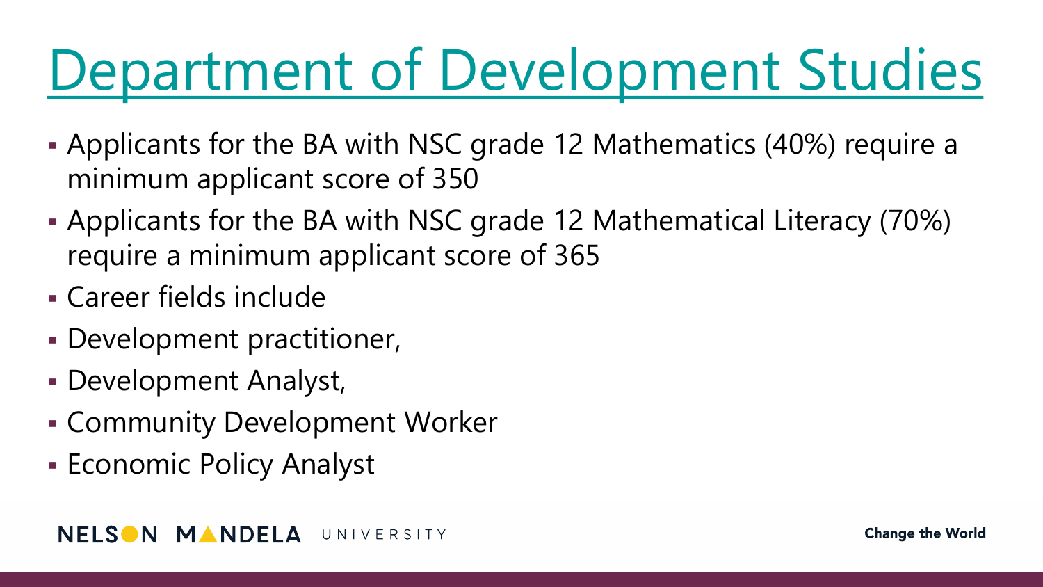# Department of Development Studies

- Applicants for the BA with NSC grade 12 Mathematics (40%) require a minimum applicant score of 350
- Applicants for the BA with NSC grade 12 Mathematical Literacy (70%) require a minimum applicant score of 365
- Career fields include
- Development practitioner,
- Development Analyst,
- Community Development Worker
- Economic Policy Analyst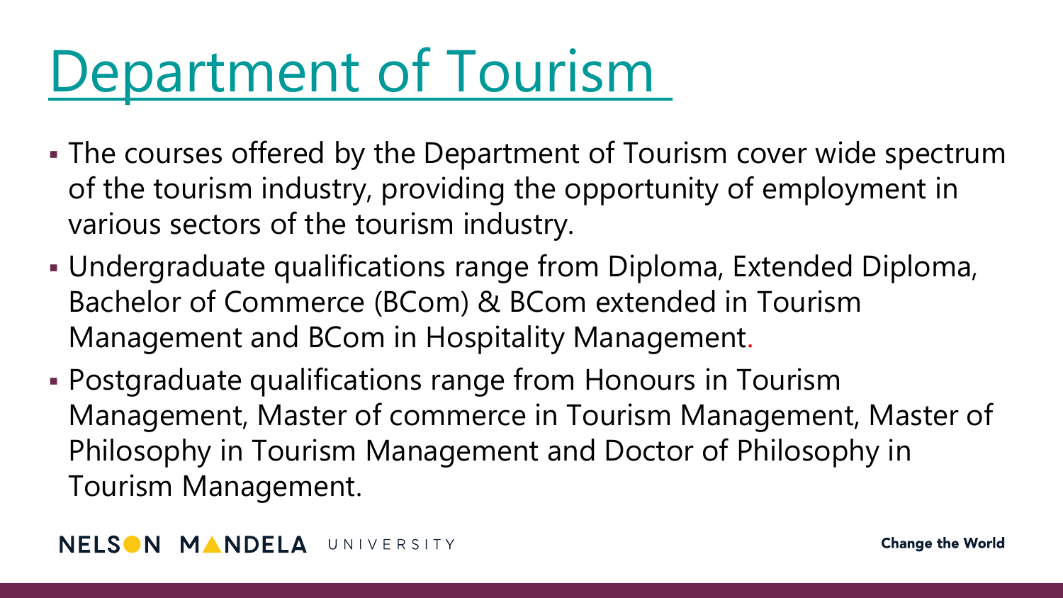# Department of Tourism

- The courses offered by the Department of Tourism cover wide spectrum of the tourism industry, providing the opportunity of employment in various sectors of the tourism industry.
- Undergraduate qualifications range from Diploma, Extended Diploma, Bachelor of Commerce (BCom) & BCom extended in Tourism Management and BCom in Hospitality Management.
- Postgraduate qualifications range from Honours in Tourism Management, Master of commerce in Tourism Management, Master of Philosophy in Tourism Management and Doctor of Philosophy in Tourism Management.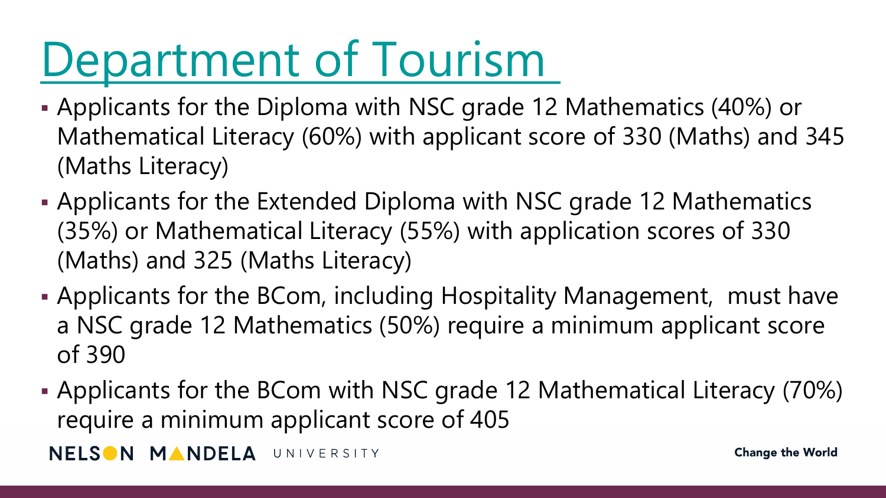# Department of Tourism

- Applicants for the Diploma with NSC grade 12 Mathematics (40%) or Mathematical Literacy (60%) with applicant score of 330 (Maths) and 345 (Maths Literacy)
- Applicants for the Extended Diploma with NSC grade 12 Mathematics (35%) or Mathematical Literacy (55%) with application scores of 330 (Maths) and 325 (Maths Literacy)
- Applicants for the BCom, including Hospitality Management, must have a NSC grade 12 Mathematics (50%) require a minimum applicant score of 390
- Applicants for the BCom with NSC grade 12 Mathematical Literacy (70%) require a minimum applicant score of 405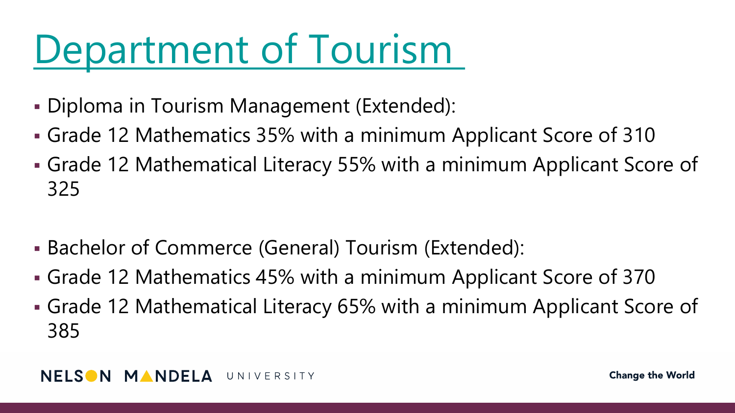# Department of Tourism

- Diploma in Tourism Management (Extended):
- Grade 12 Mathematics 35% with a minimum Applicant Score of 310
- Grade 12 Mathematical Literacy 55% with a minimum Applicant Score of 325

- Bachelor of Commerce (General) Tourism (Extended):
- Grade 12 Mathematics 45% with a minimum Applicant Score of 370
- Grade 12 Mathematical Literacy 65% with a minimum Applicant Score of 385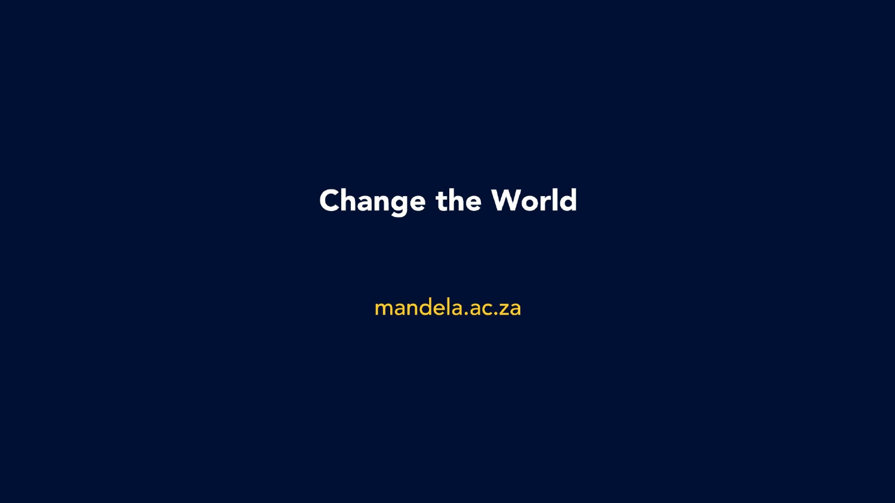**Change the World**

mandela.ac.za